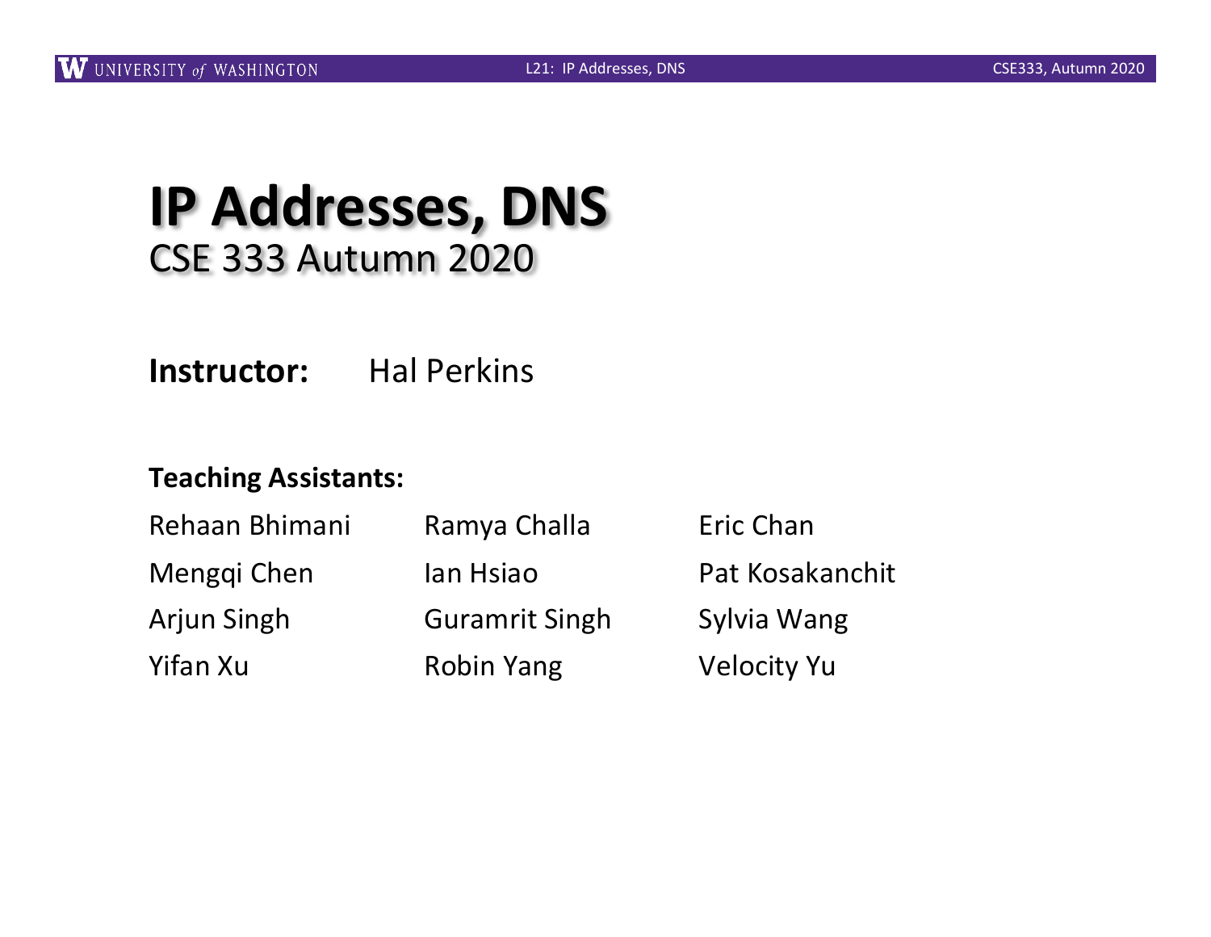# IP Addresses, DNS

CSE 333 Autumn 2020

**Instructor:** Hal Perkins

**Teaching Assistants:**

Rehaan Bhimani, Ramya Challa, Eric Chan, Mengqi Chen, Ian Hsiao, Pat Kosakanchit, Arjun Singh, Guramrit Singh, Sylvia Wang, Yifan Xu, Robin Yang, Velocity Yu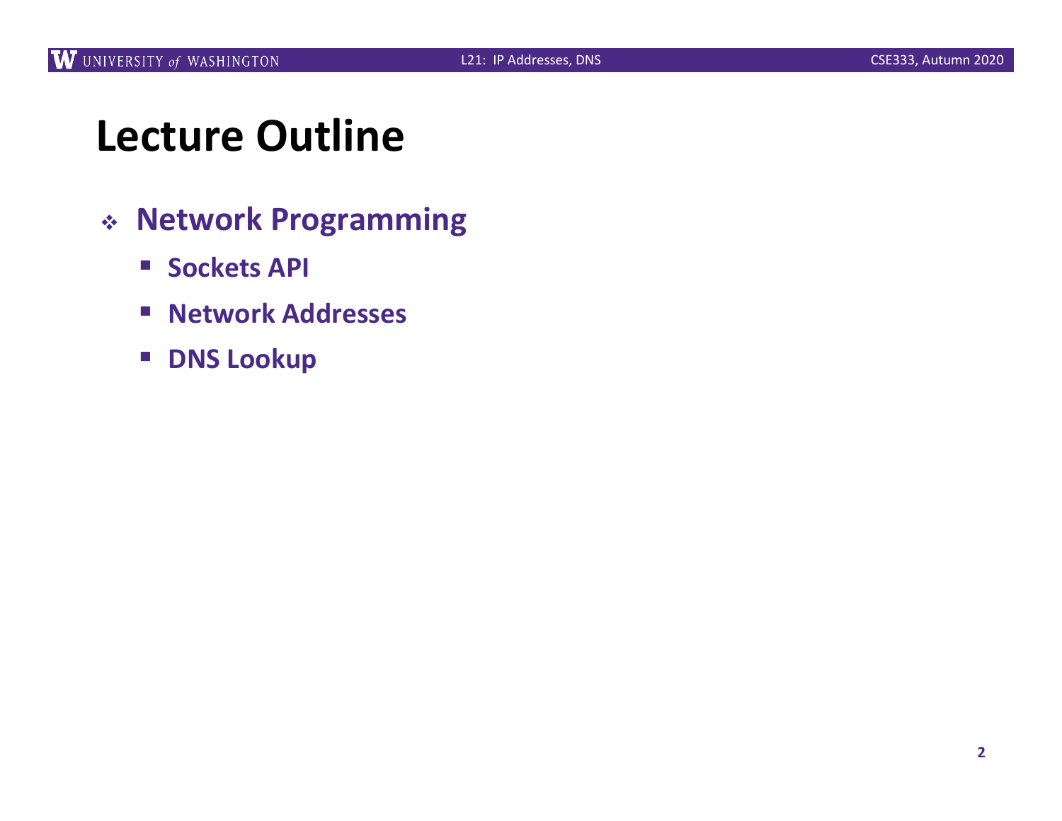# Lecture Outline

- **Network Programming**
  - **Sockets API**
  - **Network Addresses**
  - **DNS Lookup**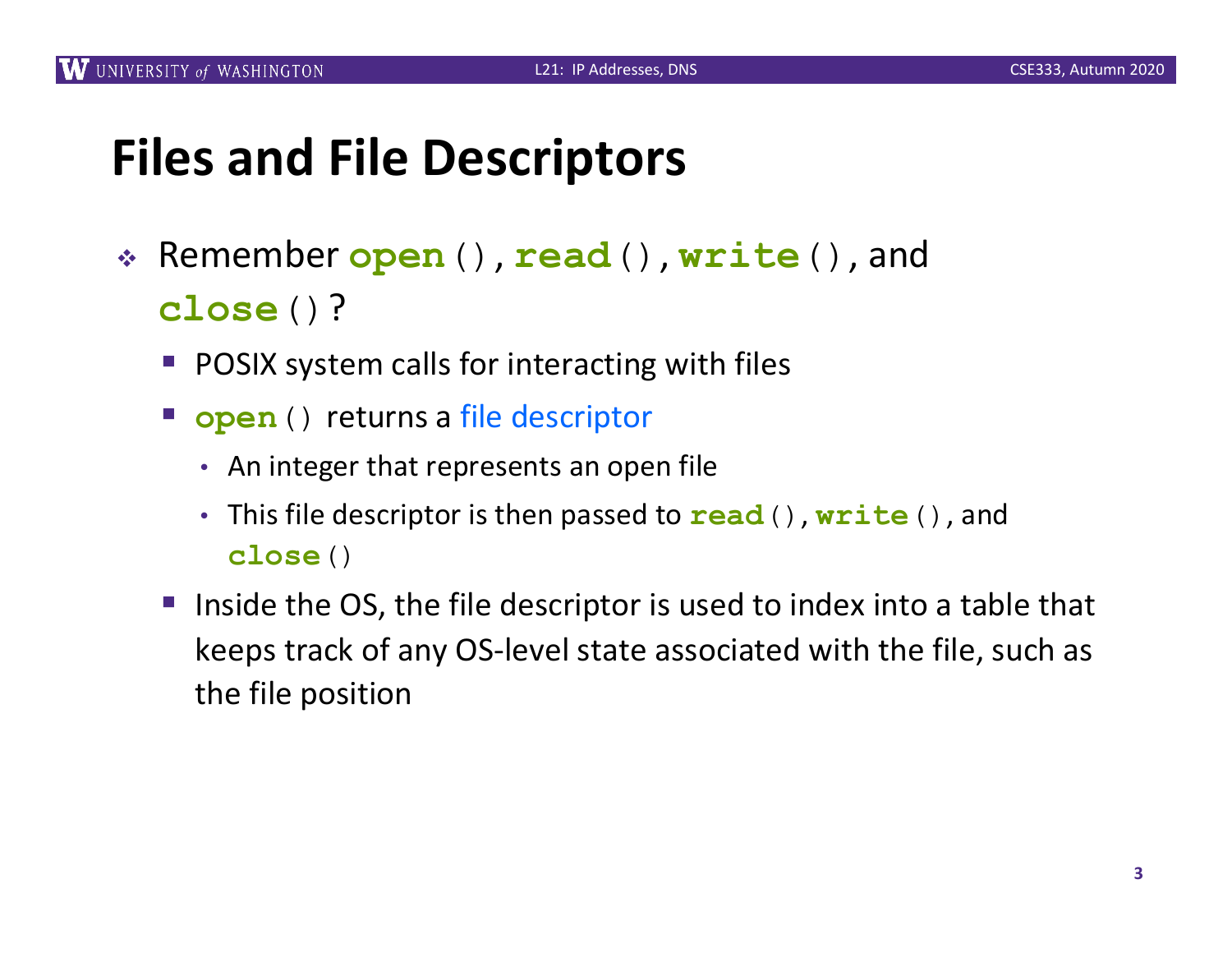# Files and File Descriptors

- Remember **`open`**`()`, **`read`**`()`, **`write`**`()`, and **`close`**`()`?
  - POSIX system calls for interacting with files
  - **`open`**`()` returns a file descriptor
    - An integer that represents an open file
    - This file descriptor is then passed to **`read`**`()`, **`write`**`()`, and **`close`**`()`
  - Inside the OS, the file descriptor is used to index into a table that keeps track of any OS-level state associated with the file, such as the file position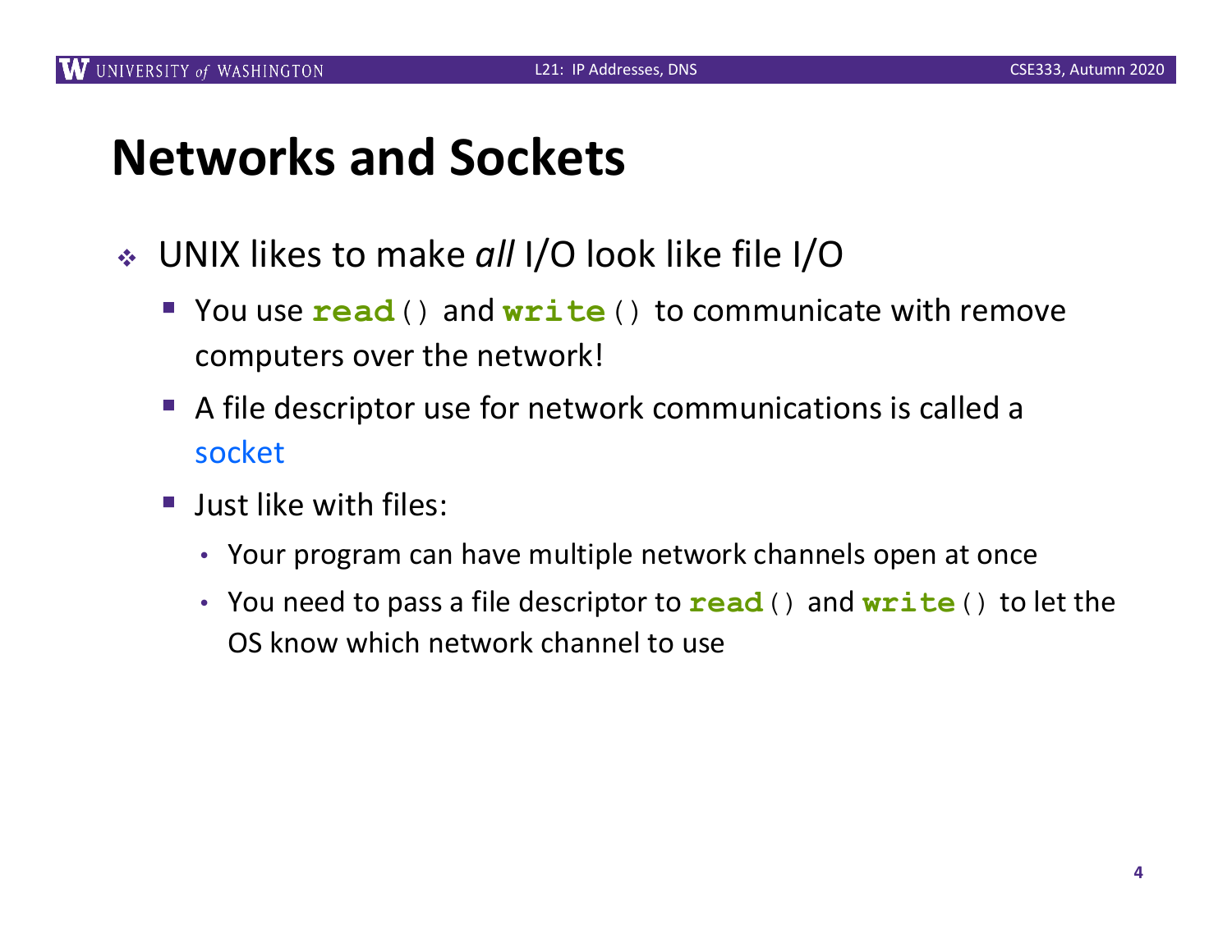# Networks and Sockets

- UNIX likes to make *all* I/O look like file I/O
  - You use `read()` and `write()` to communicate with remove computers over the network!
  - A file descriptor use for network communications is called a socket
  - Just like with files:
    - Your program can have multiple network channels open at once
    - You need to pass a file descriptor to `read()` and `write()` to let the OS know which network channel to use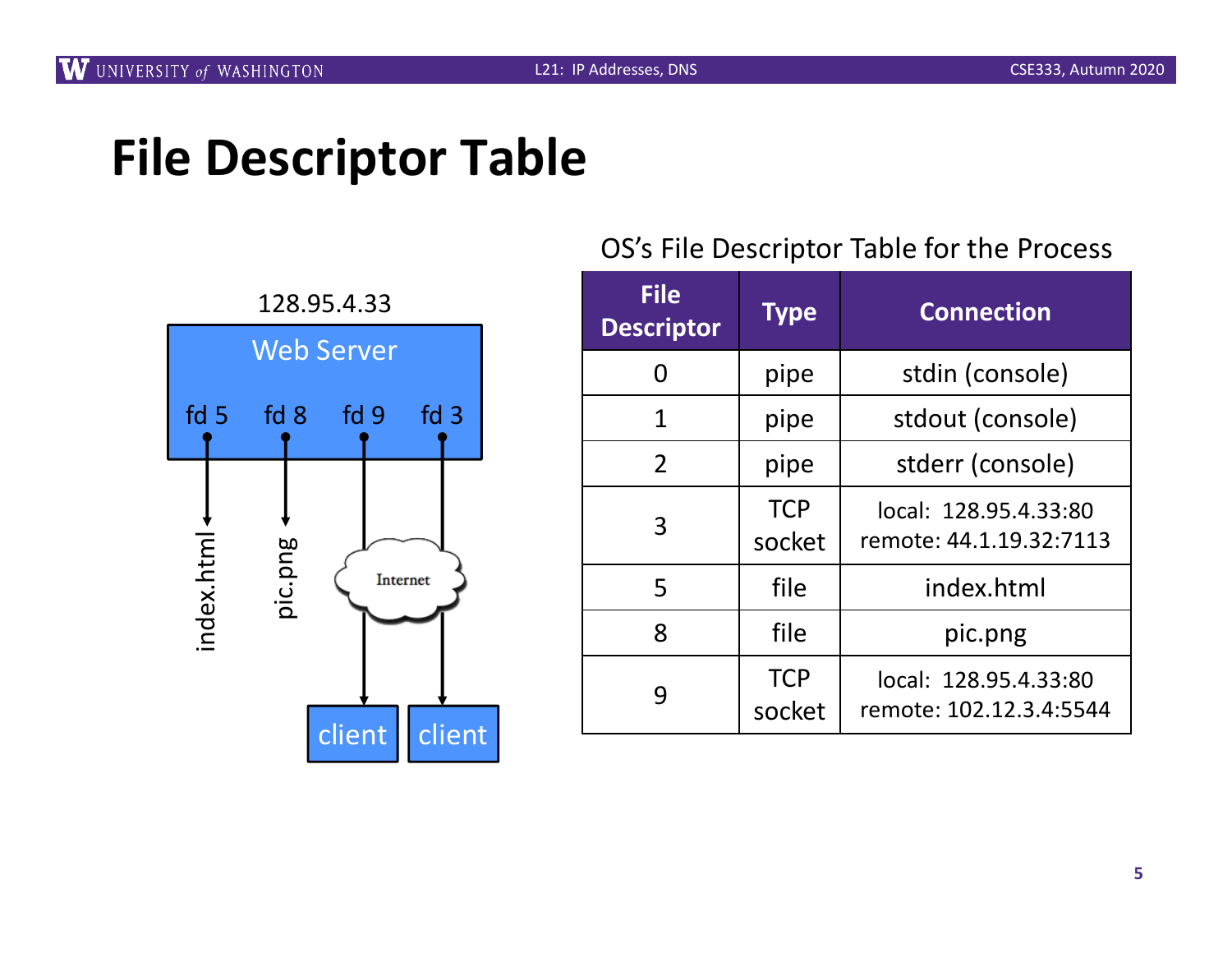# File Descriptor Table

128.95.4.33

Web Server

fd 5 fd 8 fd 9 fd 3

index.html pic.png Internet

client client

OS's File Descriptor Table for the Process

| File Descriptor | Type | Connection |
|---|---|---|
| 0 | pipe | stdin (console) |
| 1 | pipe | stdout (console) |
| 2 | pipe | stderr (console) |
| 3 | TCP socket | local: 128.95.4.33:80 remote: 44.1.19.32:7113 |
| 5 | file | index.html |
| 8 | file | pic.png |
| 9 | TCP socket | local: 128.95.4.33:80 remote: 102.12.3.4:5544 |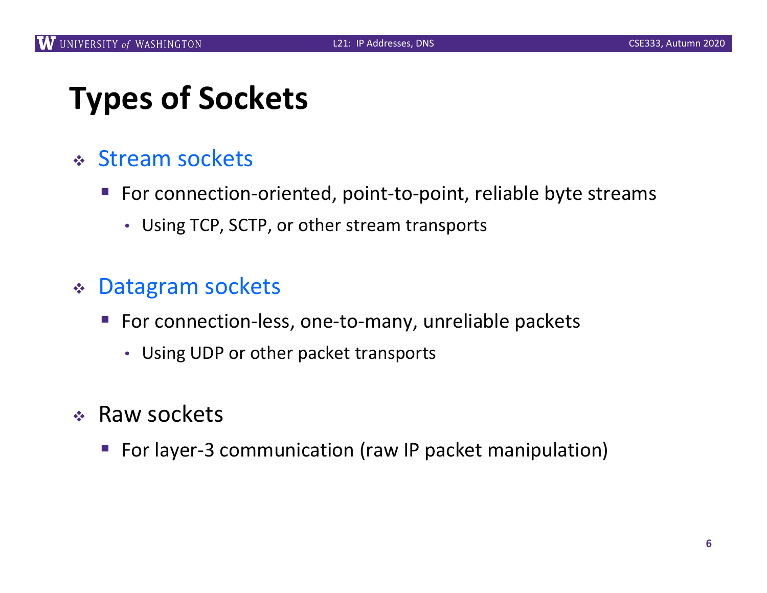# Types of Sockets

- Stream sockets
  - For connection-oriented, point-to-point, reliable byte streams
    - Using TCP, SCTP, or other stream transports

- Datagram sockets
  - For connection-less, one-to-many, unreliable packets
    - Using UDP or other packet transports

- Raw sockets
  - For layer-3 communication (raw IP packet manipulation)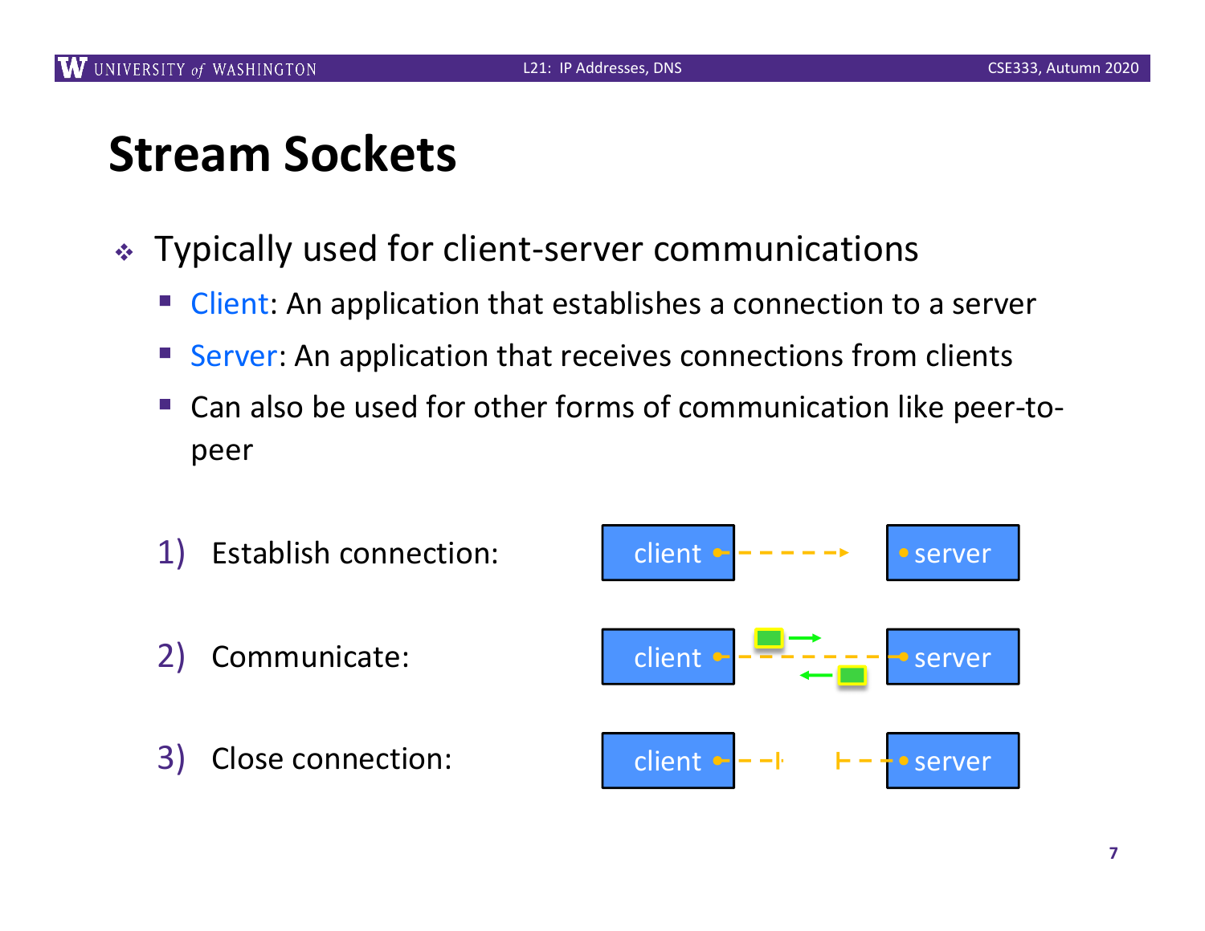# Stream Sockets

- Typically used for client-server communications
  - Client: An application that establishes a connection to a server
  - Server: An application that receives connections from clients
  - Can also be used for other forms of communication like peer-to-peer

1) Establish connection:

2) Communicate:

3) Close connection: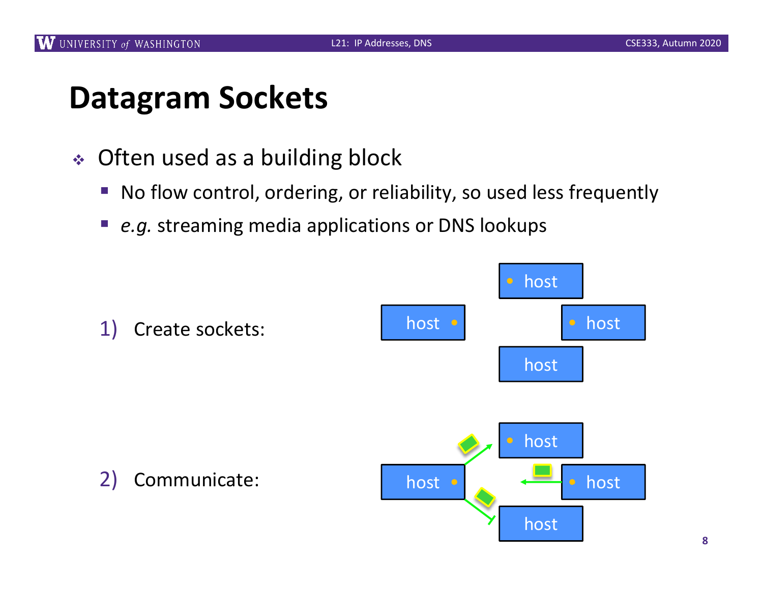# Datagram Sockets

- Often used as a building block
  - No flow control, ordering, or reliability, so used less frequently
  - *e.g.* streaming media applications or DNS lookups

1) Create sockets:

2) Communicate: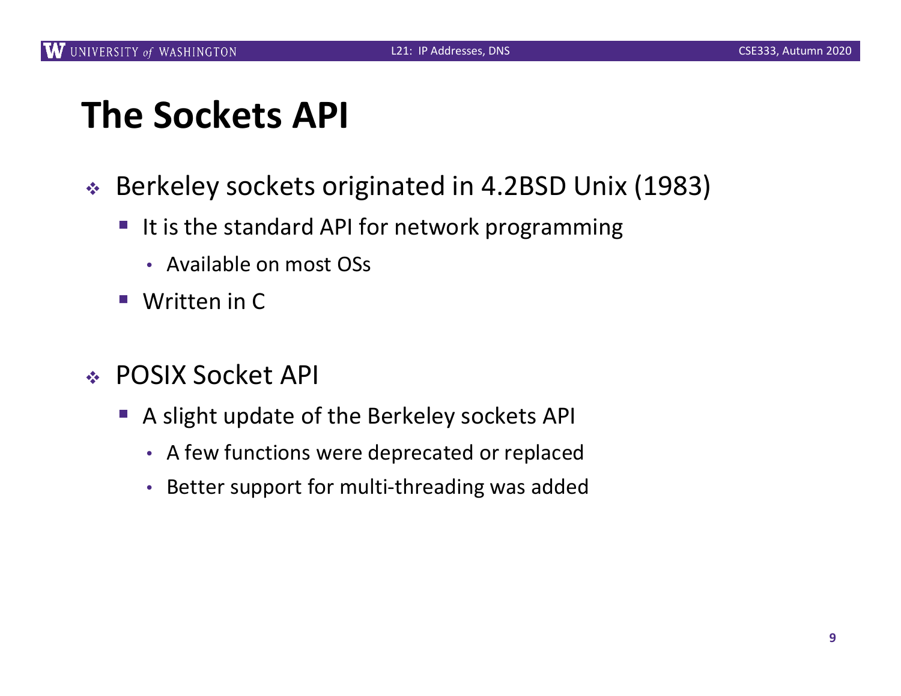# The Sockets API

- Berkeley sockets originated in 4.2BSD Unix (1983)
  - It is the standard API for network programming
    - Available on most OSs
  - Written in C

- POSIX Socket API
  - A slight update of the Berkeley sockets API
    - A few functions were deprecated or replaced
    - Better support for multi-threading was added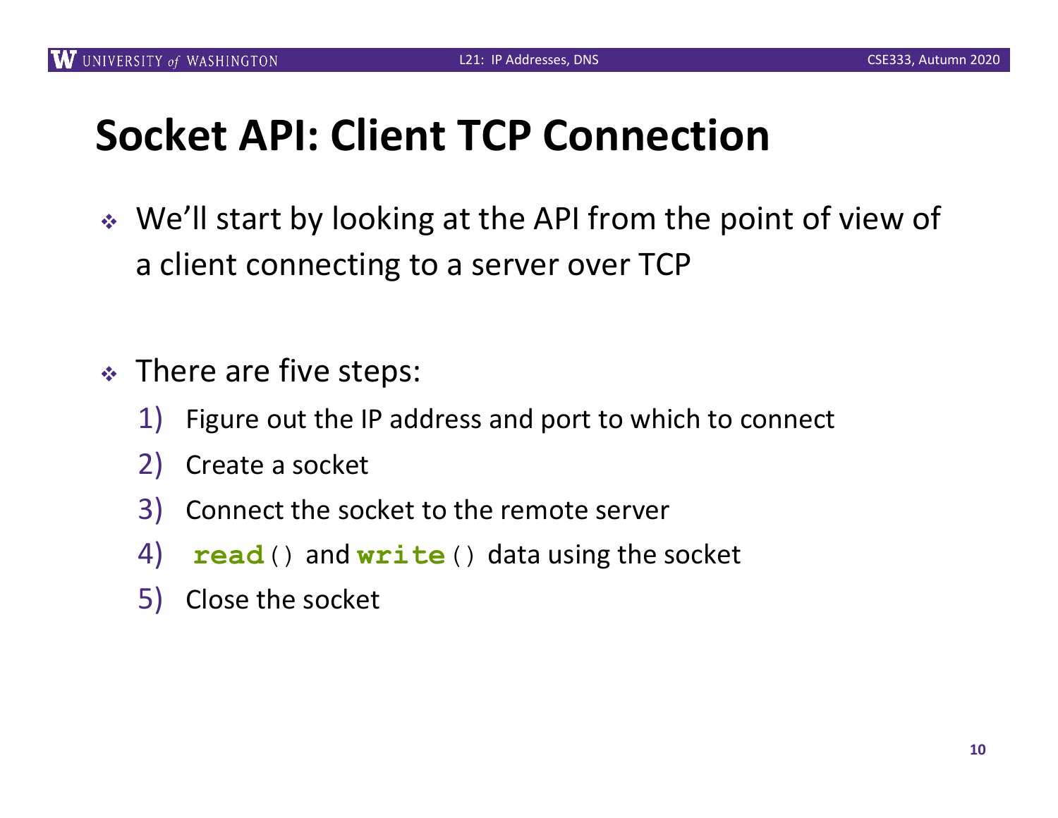# Socket API: Client TCP Connection

- We'll start by looking at the API from the point of view of a client connecting to a server over TCP

- There are five steps:
  1) Figure out the IP address and port to which to connect
  2) Create a socket
  3) Connect the socket to the remote server
  4) `read()` and `write()` data using the socket
  5) Close the socket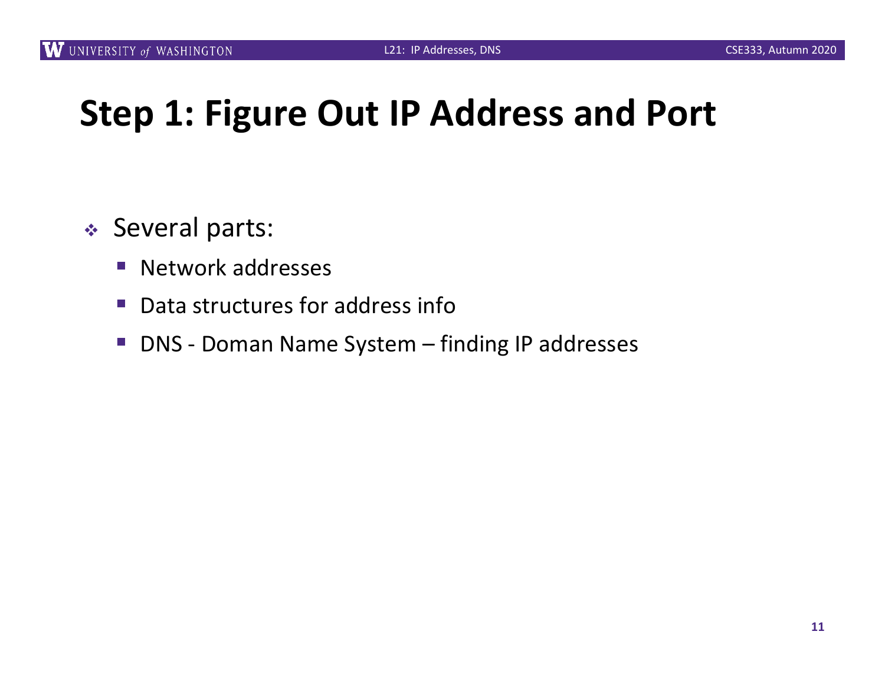# Step 1: Figure Out IP Address and Port

- Several parts:
  - Network addresses
  - Data structures for address info
  - DNS - Doman Name System – finding IP addresses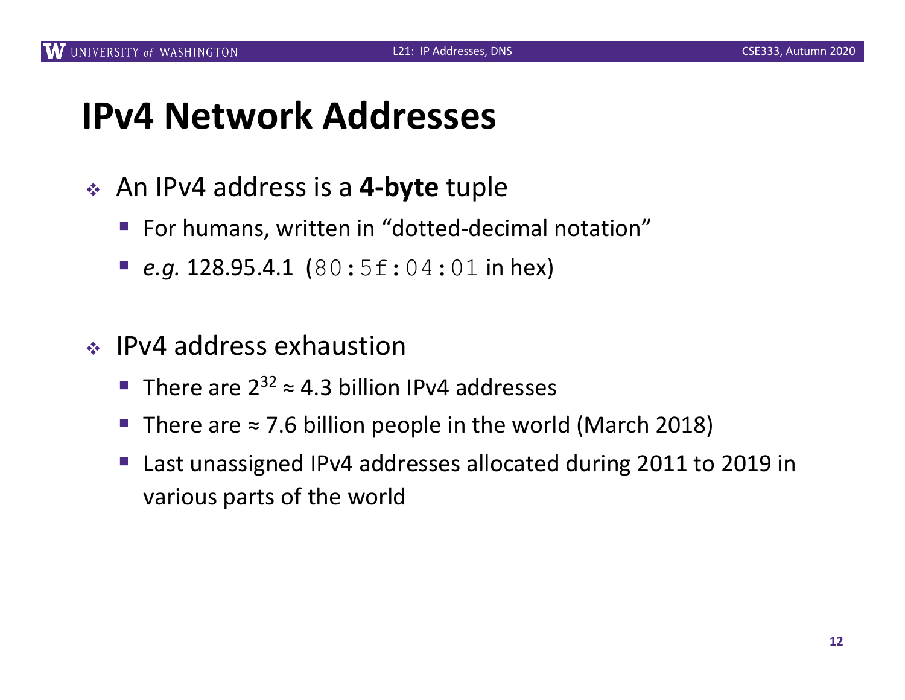# IPv4 Network Addresses

- An IPv4 address is a **4-byte** tuple
  - For humans, written in "dotted-decimal notation"
  - *e.g.* 128.95.4.1 (`80:5f:04:01` in hex)

- IPv4 address exhaustion
  - There are $2^{32} \approx 4.3$ billion IPv4 addresses
  - There are ≈ 7.6 billion people in the world (March 2018)
  - Last unassigned IPv4 addresses allocated during 2011 to 2019 in various parts of the world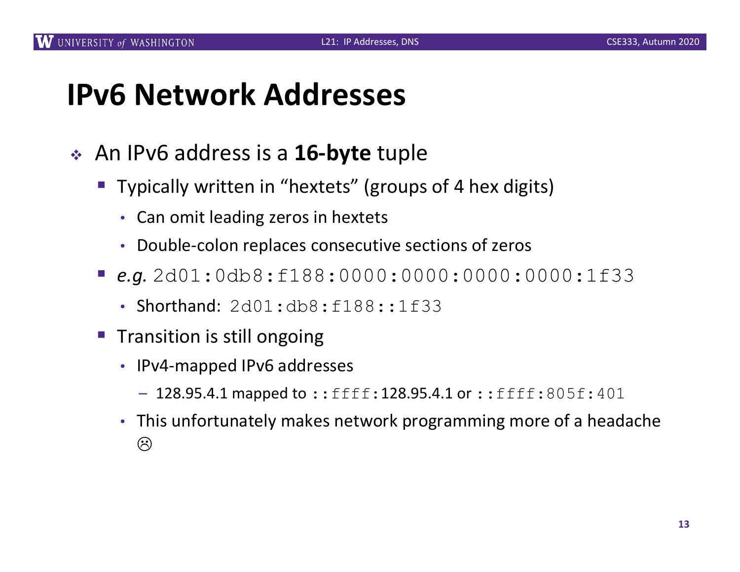# IPv6 Network Addresses

- An IPv6 address is a **16-byte** tuple
  - Typically written in "hextets" (groups of 4 hex digits)
    - Can omit leading zeros in hextets
    - Double-colon replaces consecutive sections of zeros
  - *e.g.* `2d01:0db8:f188:0000:0000:0000:0000:1f33`
    - Shorthand: `2d01:db8:f188::1f33`
  - Transition is still ongoing
    - IPv4-mapped IPv6 addresses
      - 128.95.4.1 mapped to `::ffff:`128.95.4.1 or `::ffff:805f:401`
    - This unfortunately makes network programming more of a headache ☹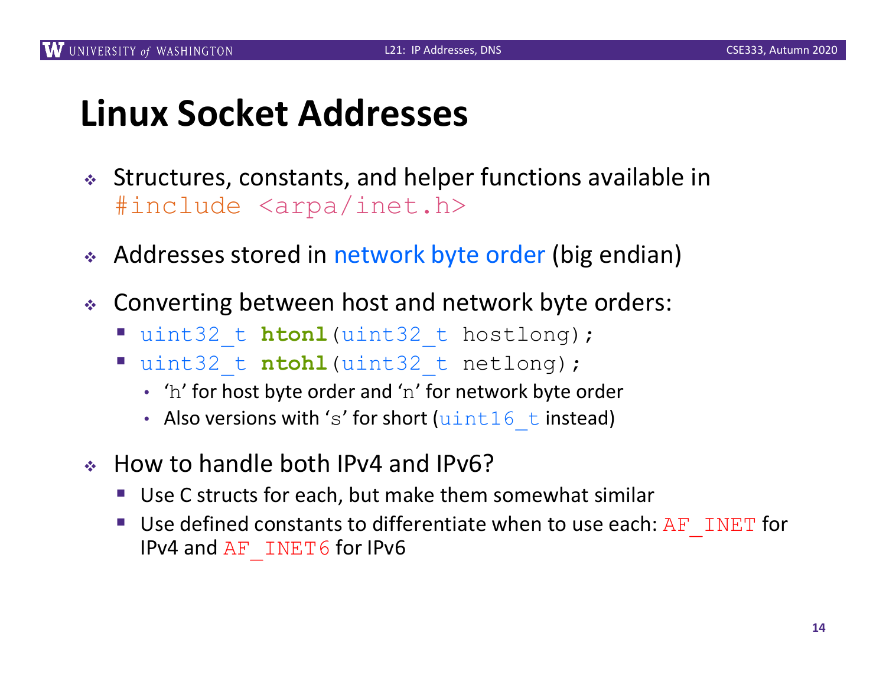# Linux Socket Addresses

- Structures, constants, and helper functions available in `#include <arpa/inet.h>`
- Addresses stored in network byte order (big endian)
- Converting between host and network byte orders:
  - `uint32_t htonl(uint32_t hostlong);`
  - `uint32_t ntohl(uint32_t netlong);`
    - '`h`' for host byte order and '`n`' for network byte order
    - Also versions with '`s`' for short (`uint16_t` instead)
- How to handle both IPv4 and IPv6?
  - Use C structs for each, but make them somewhat similar
  - Use defined constants to differentiate when to use each: `AF_INET` for IPv4 and `AF_INET6` for IPv6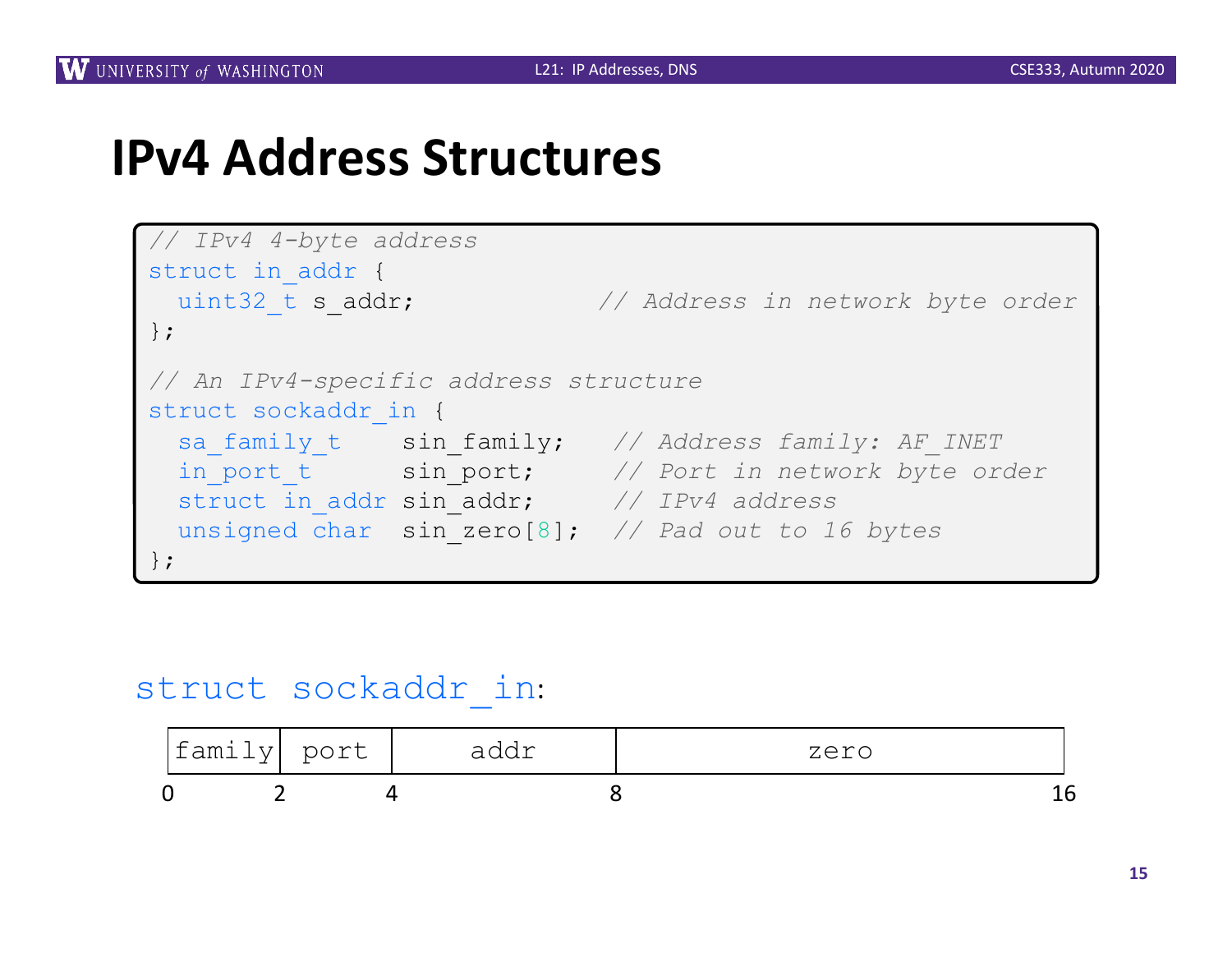# IPv4 Address Structures

```
// IPv4 4-byte address
struct in_addr {
  uint32_t s_addr;          // Address in network byte order
};

// An IPv4-specific address structure
struct sockaddr_in {
  sa_family_t    sin_family;   // Address family: AF_INET
  in_port_t      sin_port;     // Port in network byte order
  struct in_addr sin_addr;     // IPv4 address
  unsigned char  sin_zero[8];  // Pad out to 16 bytes
};
```

`struct sockaddr_in`:

| family | port | addr | zero |
|---|---|---|---|
| 0–2 | 2–4 | 4–8 | 8–16 |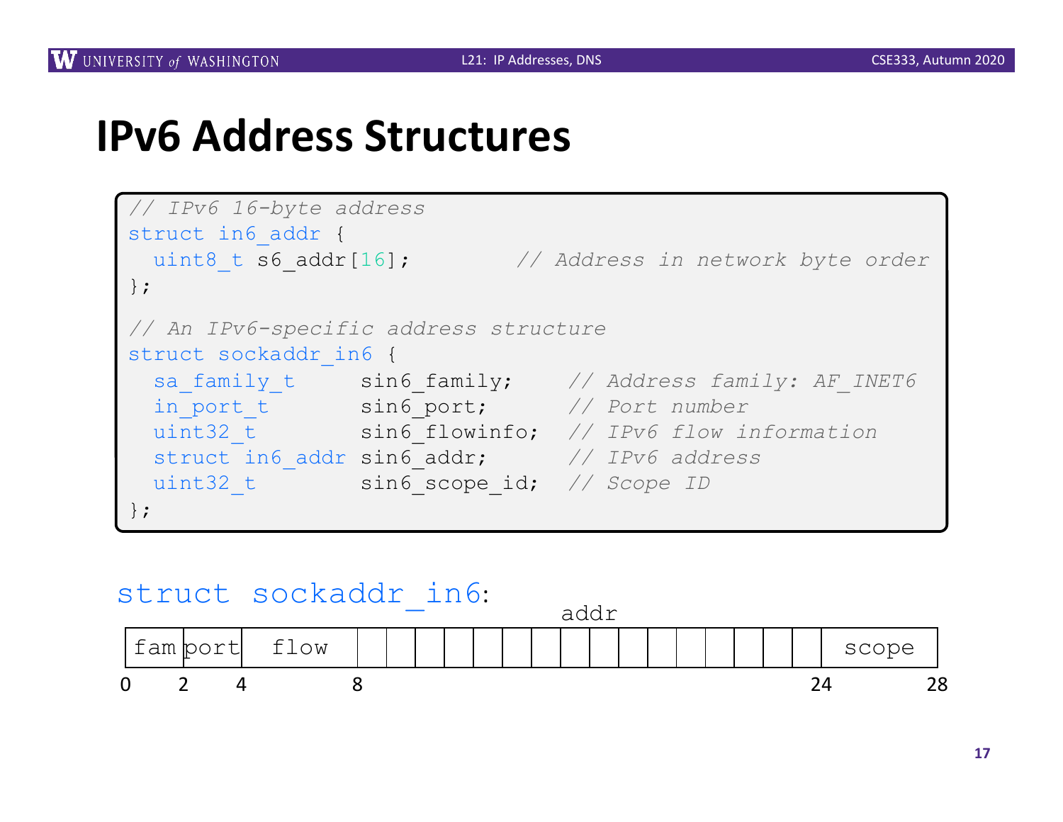# IPv6 Address Structures

```c
// IPv6 16-byte address
struct in6_addr {
  uint8_t s6_addr[16];        // Address in network byte order
};

// An IPv6-specific address structure
struct sockaddr_in6 {
  sa_family_t     sin6_family;    // Address family: AF_INET6
  in_port_t       sin6_port;      // Port number
  uint32_t        sin6_flowinfo;  // IPv6 flow information
  struct in6_addr sin6_addr;      // IPv6 address
  uint32_t        sin6_scope_id;  // Scope ID
};
```

`struct sockaddr_in6`:

| fam | port | flow | addr | scope |
|---|---|---|---|---|
| 0 | 2 | 4 | 8 | 24 |

(struct ends at byte 28)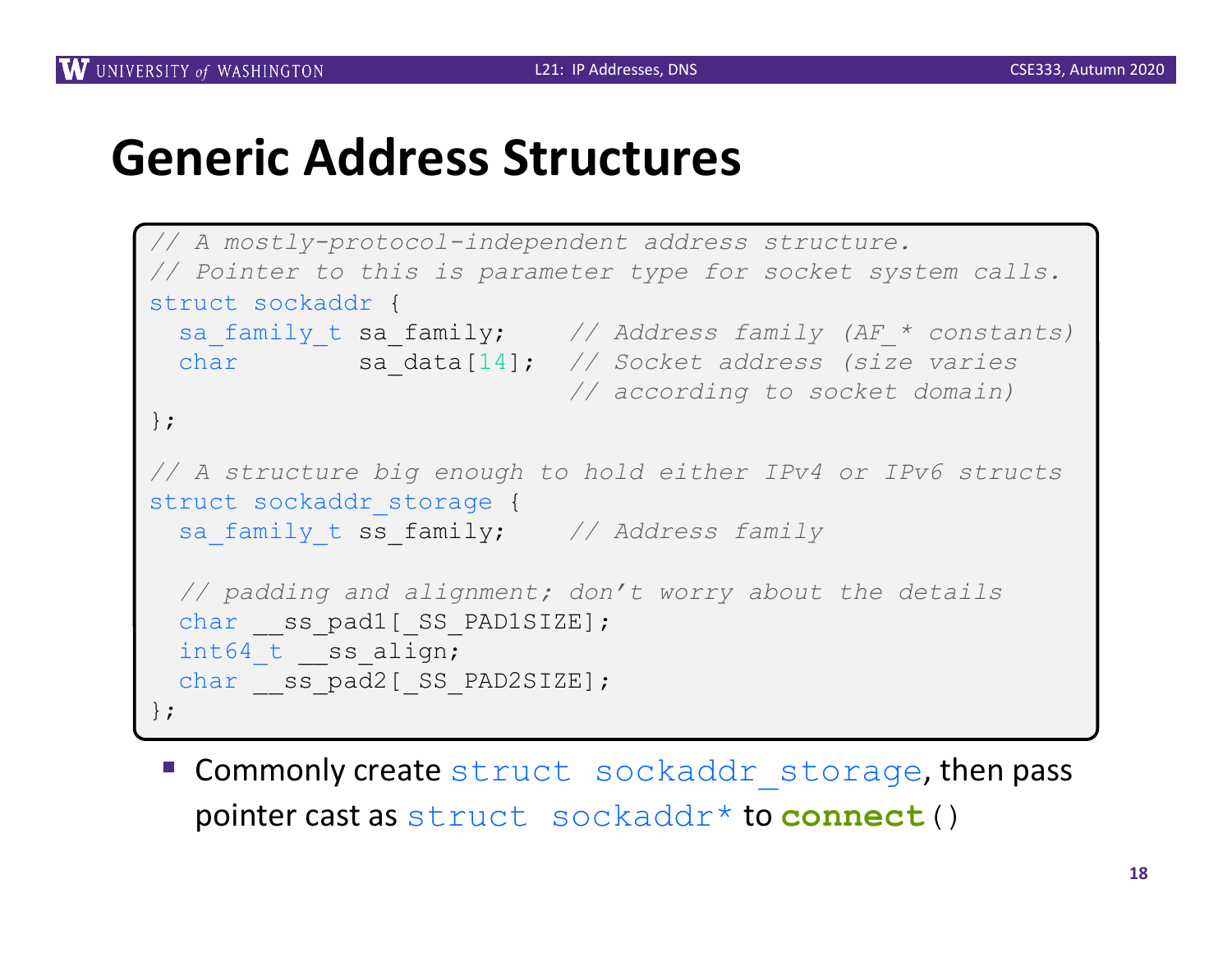# Generic Address Structures

```
// A mostly-protocol-independent address structure.
// Pointer to this is parameter type for socket system calls.
struct sockaddr {
  sa_family_t sa_family;    // Address family (AF_* constants)
  char        sa_data[14];  // Socket address (size varies
                            // according to socket domain)
};

// A structure big enough to hold either IPv4 or IPv6 structs
struct sockaddr_storage {
  sa_family_t ss_family;    // Address family

  // padding and alignment; don't worry about the details
  char __ss_pad1[_SS_PAD1SIZE];
  int64_t __ss_align;
  char __ss_pad2[_SS_PAD2SIZE];
};
```

- Commonly create `struct sockaddr_storage`, then pass pointer cast as `struct sockaddr*` to **`connect()`**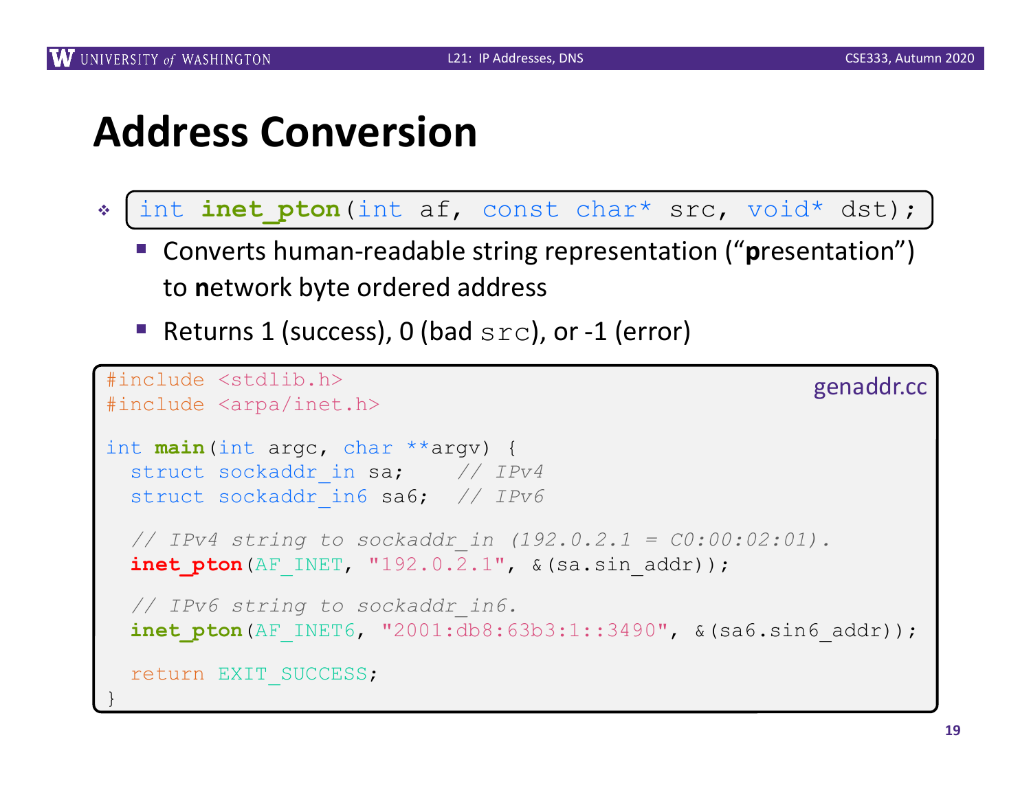# Address Conversion

- `int inet_pton(int af, const char* src, void* dst);`
  - Converts human-readable string representation ("**p**resentation") to **n**etwork byte ordered address
  - Returns 1 (success), 0 (bad `src`), or -1 (error)

genaddr.cc

```
#include <stdlib.h>
#include <arpa/inet.h>

int main(int argc, char **argv) {
  struct sockaddr_in sa;    // IPv4
  struct sockaddr_in6 sa6;  // IPv6

  // IPv4 string to sockaddr_in (192.0.2.1 = C0:00:02:01).
  inet_pton(AF_INET, "192.0.2.1", &(sa.sin_addr));

  // IPv6 string to sockaddr_in6.
  inet_pton(AF_INET6, "2001:db8:63b3:1::3490", &(sa6.sin6_addr));

  return EXIT_SUCCESS;
}
```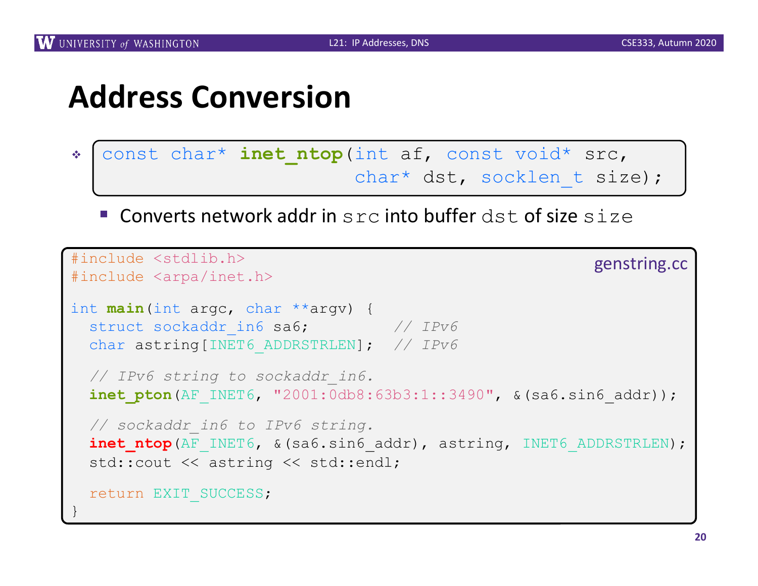# Address Conversion

- ```
  const char* inet_ntop(int af, const void* src,
                        char* dst, socklen_t size);
  ```
  - Converts network addr in `src` into buffer `dst` of size `size`

genstring.cc

```
#include <stdlib.h>
#include <arpa/inet.h>

int main(int argc, char **argv) {
  struct sockaddr_in6 sa6;         // IPv6
  char astring[INET6_ADDRSTRLEN];  // IPv6

  // IPv6 string to sockaddr_in6.
  inet_pton(AF_INET6, "2001:0db8:63b3:1::3490", &(sa6.sin6_addr));

  // sockaddr_in6 to IPv6 string.
  inet_ntop(AF_INET6, &(sa6.sin6_addr), astring, INET6_ADDRSTRLEN);
  std::cout << astring << std::endl;

  return EXIT_SUCCESS;
}
```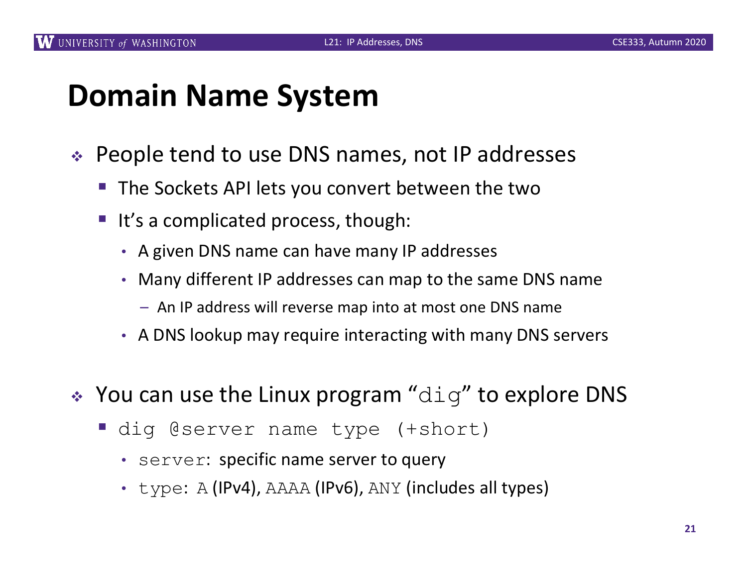# Domain Name System

- People tend to use DNS names, not IP addresses
  - The Sockets API lets you convert between the two
  - It's a complicated process, though:
    - A given DNS name can have many IP addresses
    - Many different IP addresses can map to the same DNS name
      - An IP address will reverse map into at most one DNS name
    - A DNS lookup may require interacting with many DNS servers

- You can use the Linux program "`dig`" to explore DNS
  - `dig @server name type (+short)`
    - `server`: specific name server to query
    - `type`: `A` (IPv4), `AAAA` (IPv6), `ANY` (includes all types)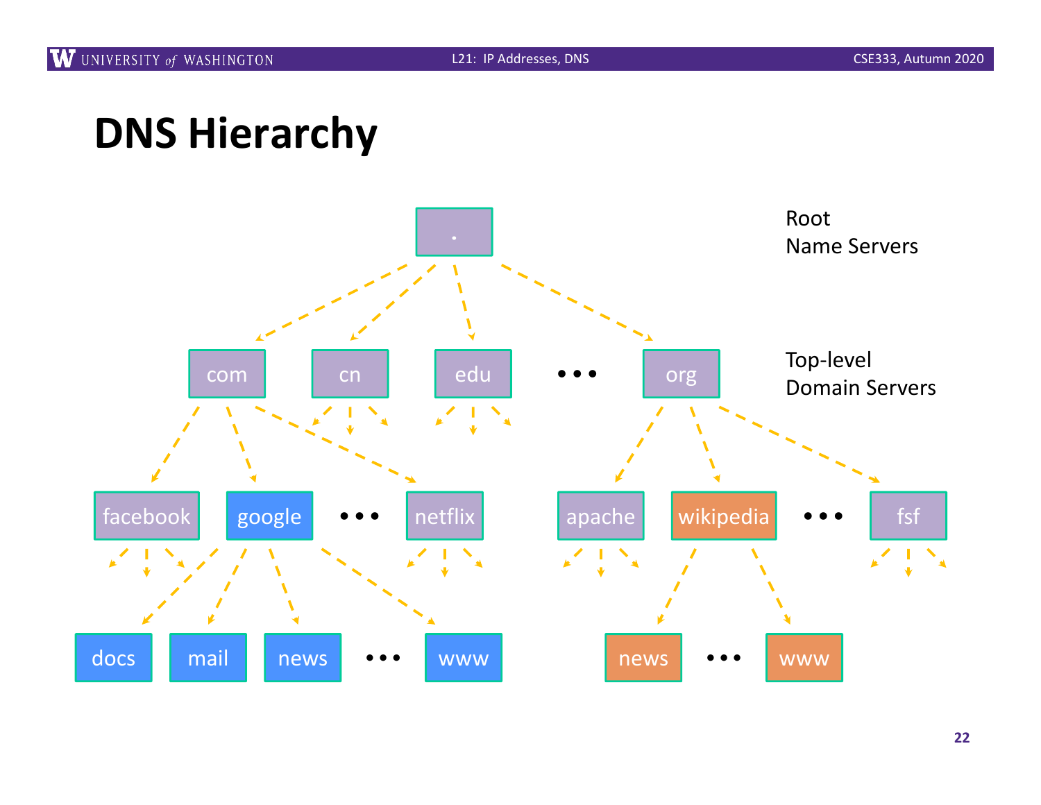# DNS Hierarchy

Root Name Servers

Top-level Domain Servers

.

com, cn, edu, • • •, org

facebook, google, • • •, netflix

apache, wikipedia, • • •, fsf

docs, mail, news, • • •, www

news, • • •, www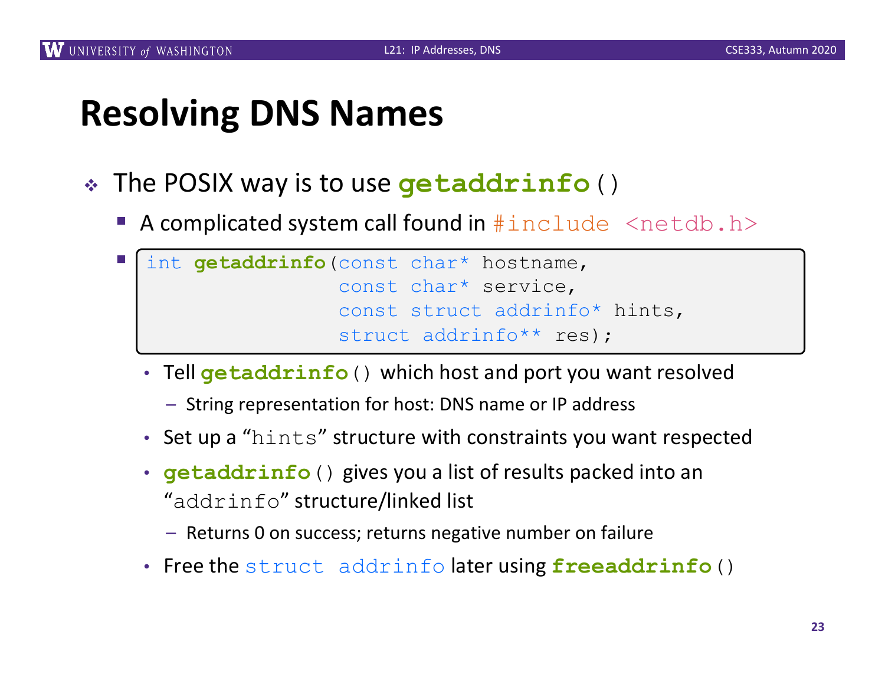# Resolving DNS Names

- The POSIX way is to use `getaddrinfo()`
  - A complicated system call found in `#include <netdb.h>`
  - ```
    int getaddrinfo(const char* hostname,
                    const char* service,
                    const struct addrinfo* hints,
                    struct addrinfo** res);
    ```
    - Tell `getaddrinfo()` which host and port you want resolved
      - String representation for host: DNS name or IP address
    - Set up a "`hints`" structure with constraints you want respected
    - `getaddrinfo()` gives you a list of results packed into an "`addrinfo`" structure/linked list
      - Returns 0 on success; returns negative number on failure
    - Free the `struct addrinfo` later using `freeaddrinfo()`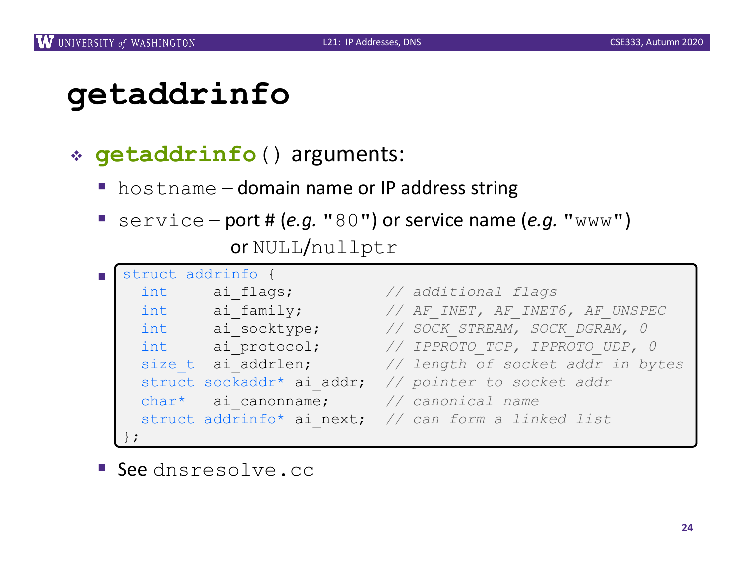# getaddrinfo

- **getaddrinfo**() arguments:
  - hostname – domain name or IP address string
  - service – port # (*e.g.* "80") or service name (*e.g.* "www") or NULL/nullptr
  - 

```
struct addrinfo {
  int      ai_flags;          // additional flags
  int      ai_family;         // AF_INET, AF_INET6, AF_UNSPEC
  int      ai_socktype;       // SOCK_STREAM, SOCK_DGRAM, 0
  int      ai_protocol;       // IPPROTO_TCP, IPPROTO_UDP, 0
  size_t   ai_addrlen;        // length of socket addr in bytes
  struct sockaddr* ai_addr;   // pointer to socket addr
  char*    ai_canonname;      // canonical name
  struct addrinfo* ai_next;   // can form a linked list
};
```

  - See dnsresolve.cc